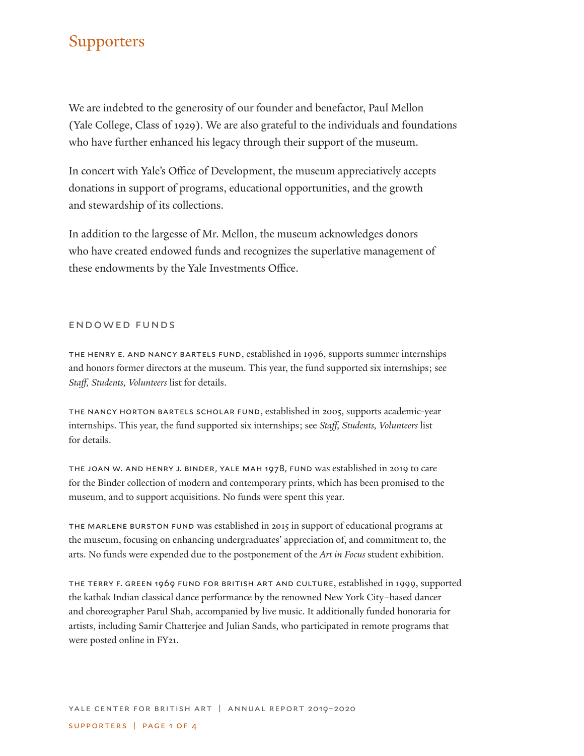# Supporters

We are indebted to the generosity of our founder and benefactor, Paul Mellon (Yale College, Class of 1929). We are also grateful to the individuals and foundations who have further enhanced his legacy through their support of the museum.

In concert with Yale's Office of Development, the museum appreciatively accepts donations in support of programs, educational opportunities, and the growth and stewardship of its collections.

In addition to the largesse of Mr. Mellon, the museum acknowledges donors who have created endowed funds and recognizes the superlative management of these endowments by the Yale Investments Office.

## ENDOWED FUNDS

THE HENRY E. AND NANCY BARTELS FUND, established in 1996, supports summer internships and honors former directors at the museum. This year, the fund supported six internships; see *Staff, Students, Volunteers* list for details.

THE NANCY HORTON BARTELS SCHOLAR FUND, established in 2005, supports academic-year internships. This year, the fund supported six internships; see *Staff, Students, Volunteers* list for details.

THE JOAN W. AND HENRY J. BINDER, YALE MAH 1978, FUND was established in 2019 to care for the Binder collection of modern and contemporary prints, which has been promised to the museum, and to support acquisitions. No funds were spent this year.

THE MARLENE BURSTON FUND was established in 2015 in support of educational programs at the museum, focusing on enhancing undergraduates' appreciation of, and commitment to, the arts. No funds were expended due to the postponement of the *Art in Focus* student exhibition.

THE TERRY F. GREEN 1969 FUND FOR BRITISH ART AND CULTURE, established in 1999, supported the kathak Indian classical dance performance by the renowned New York City–based dancer and choreographer Parul Shah, accompanied by live music. It additionally funded honoraria for artists, including Samir Chatterjee and Julian Sands, who participated in remote programs that were posted online in FY21.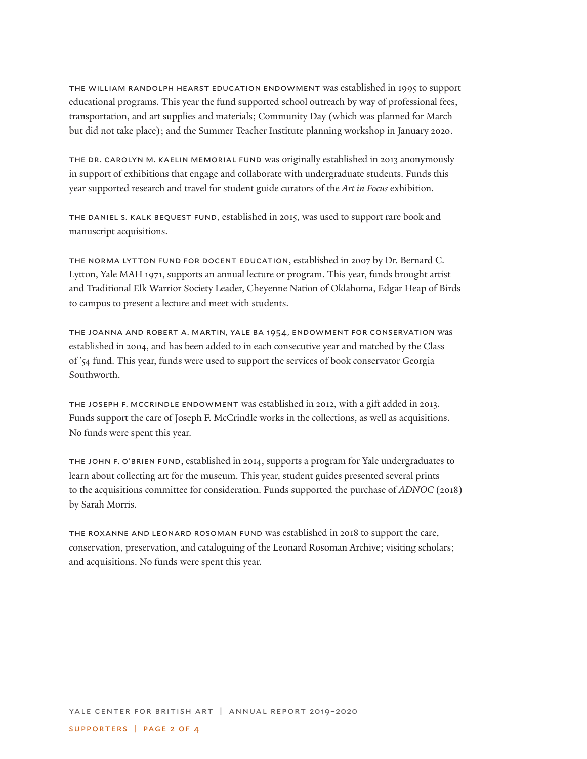THE WILLIAM RANDOLPH HEARST EDUCATION ENDOWMENT was established in 1995 to support educational programs. This year the fund supported school outreach by way of professional fees, transportation, and art supplies and materials; Community Day (which was planned for March but did not take place); and the Summer Teacher Institute planning workshop in January 2020.

THE DR. CAROLYN M. KAELIN MEMORIAL FUND was originally established in 2013 anonymously in support of exhibitions that engage and collaborate with undergraduate students. Funds this year supported research and travel for student guide curators of the *Art in Focus* exhibition.

THE DANIEL S. KALK BEQUEST FUND, established in 2015, was used to support rare book and manuscript acquisitions.

THE NORMA LYTTON FUND FOR DOCENT EDUCATION, established in 2007 by Dr. Bernard C. Lytton, Yale MAH 1971, supports an annual lecture or program. This year, funds brought artist and Traditional Elk Warrior Society Leader, Cheyenne Nation of Oklahoma, Edgar Heap of Birds to campus to present a lecture and meet with students.

THE JOANNA AND ROBERT A. MARTIN, YALE BA 1954, ENDOWMENT FOR CONSERVATION was established in 2004, and has been added to in each consecutive year and matched by the Class of '54 fund. This year, funds were used to support the services of book conservator Georgia Southworth.

THE JOSEPH F. MCCRINDLE ENDOWMENT was established in 2012, with a gift added in 2013. Funds support the care of Joseph F. McCrindle works in the collections, as well as acquisitions. No funds were spent this year.

THE JOHN F. O'BRIEN FUND, established in 2014, supports a program for Yale undergraduates to learn about collecting art for the museum. This year, student guides presented several prints to the acquisitions committee for consideration. Funds supported the purchase of *ADNOC* (2018) by Sarah Morris.

THE ROXANNE AND LEONARD ROSOMAN FUND was established in 2018 to support the care, conservation, preservation, and cataloguing of the Leonard Rosoman Archive; visiting scholars; and acquisitions. No funds were spent this year.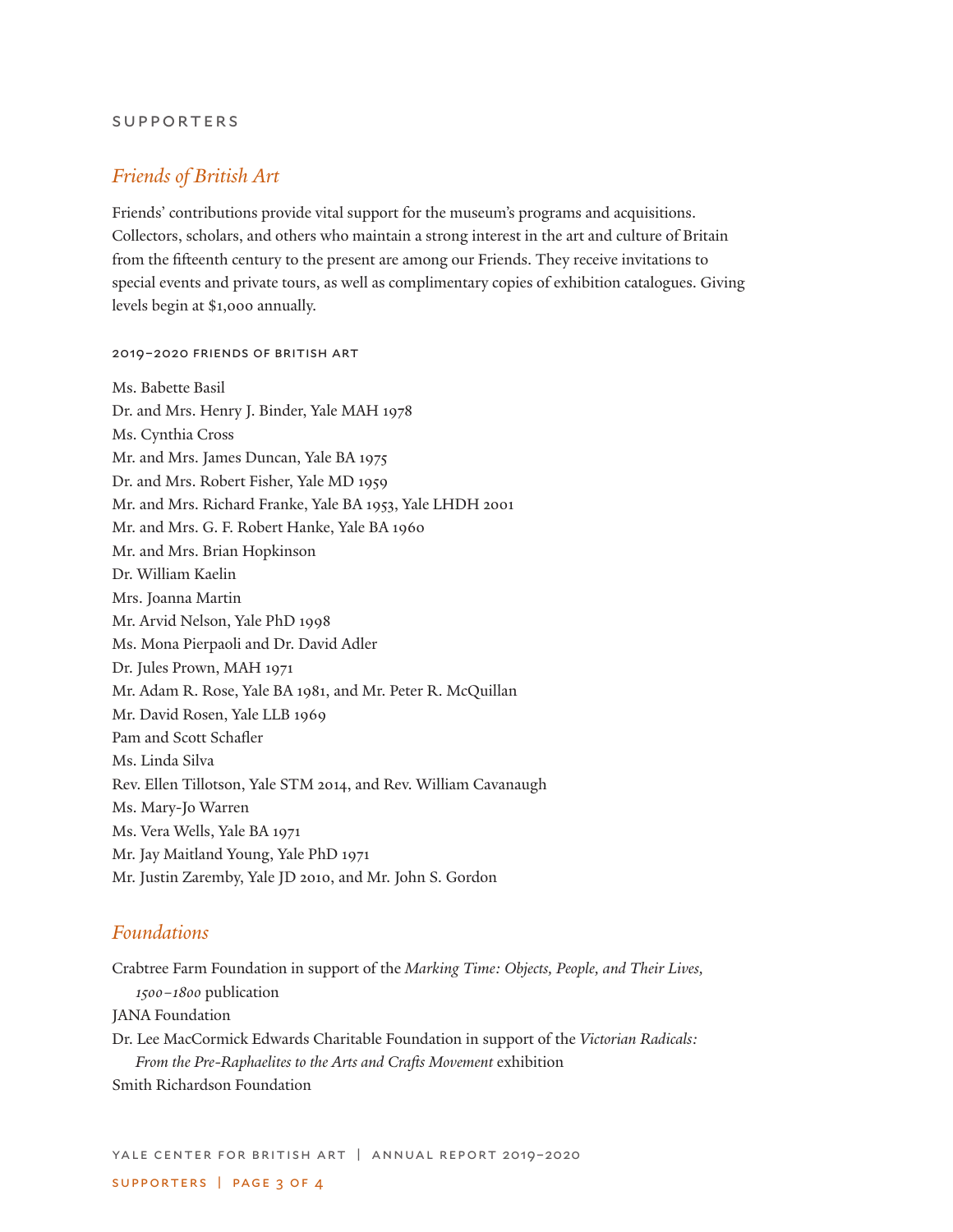SUPPORTERS

## *Friends of British Art*

Friends' contributions provide vital support for the museum's programs and acquisitions. Collectors, scholars, and others who maintain a strong interest in the art and culture of Britain from the fifteenth century to the present are among our Friends. They receive invitations to special events and private tours, as well as complimentary copies of exhibition catalogues. Giving levels begin at $1,000 annually.

### 2019–2020 FRIENDS OF BRITISH ART

Ms. Babette Basil
Dr. and Mrs. Henry J. Binder, Yale MAH 1978
Ms. Cynthia Cross
Mr. and Mrs. James Duncan, Yale BA 1975
Dr. and Mrs. Robert Fisher, Yale MD 1959
Mr. and Mrs. Richard Franke, Yale BA 1953, Yale LHDH 2001
Mr. and Mrs. G. F. Robert Hanke, Yale BA 1960
Mr. and Mrs. Brian Hopkinson
Dr. William Kaelin
Mrs. Joanna Martin
Mr. Arvid Nelson, Yale PhD 1998
Ms. Mona Pierpaoli and Dr. David Adler
Dr. Jules Prown, MAH 1971
Mr. Adam R. Rose, Yale BA 1981, and Mr. Peter R. McQuillan
Mr. David Rosen, Yale LLB 1969
Pam and Scott Schafler
Ms. Linda Silva
Rev. Ellen Tillotson, Yale STM 2014, and Rev. William Cavanaugh
Ms. Mary-Jo Warren
Ms. Vera Wells, Yale BA 1971
Mr. Jay Maitland Young, Yale PhD 1971
Mr. Justin Zaremby, Yale JD 2010, and Mr. John S. Gordon

## *Foundations*

Crabtree Farm Foundation in support of the *Marking Time: Objects, People, and Their Lives, 1500–1800* publication
JANA Foundation
Dr. Lee MacCormick Edwards Charitable Foundation in support of the *Victorian Radicals: From the Pre-Raphaelites to the Arts and Crafts Movement* exhibition
Smith Richardson Foundation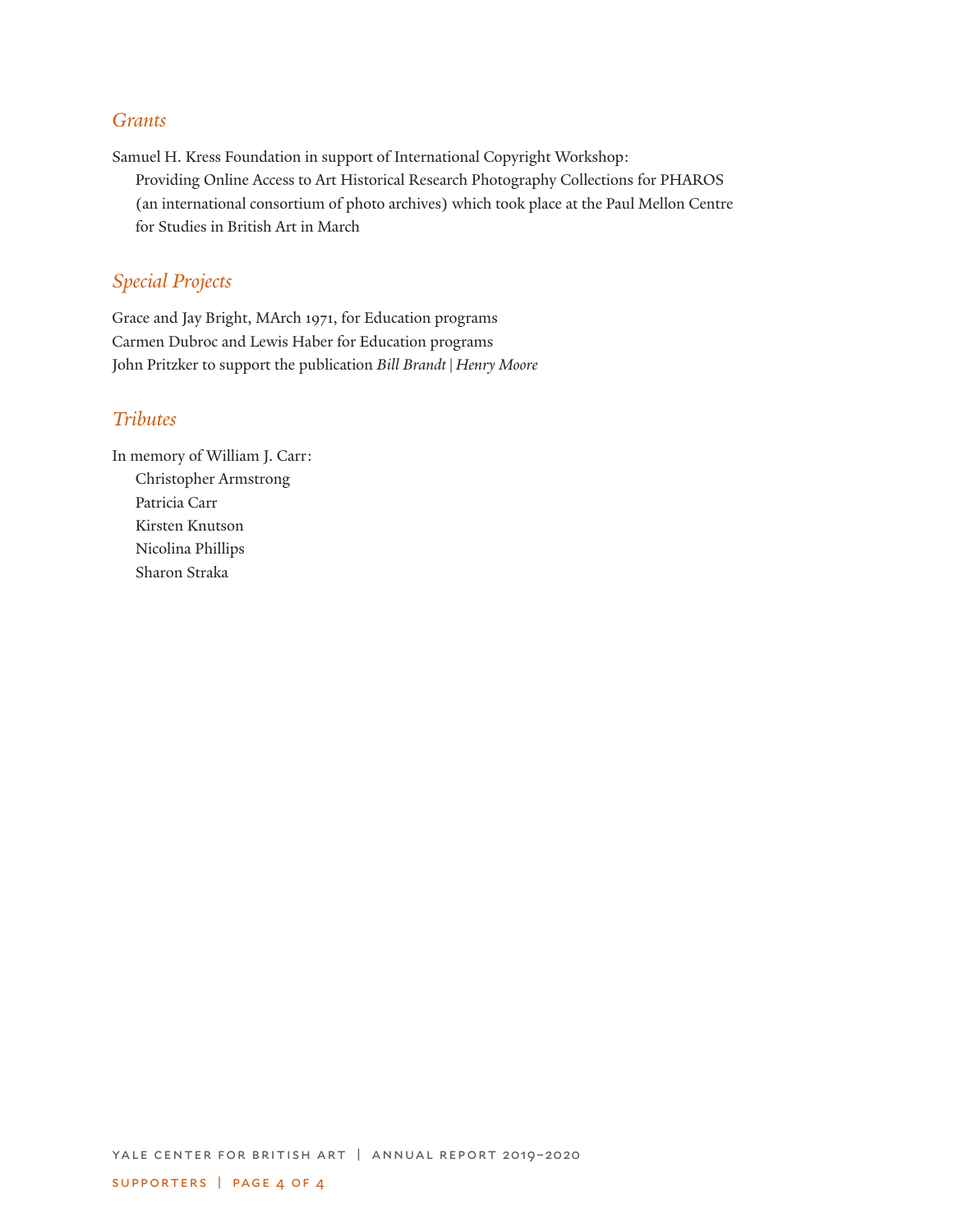## *Grants*

Samuel H. Kress Foundation in support of International Copyright Workshop: Providing Online Access to Art Historical Research Photography Collections for PHAROS (an international consortium of photo archives) which took place at the Paul Mellon Centre for Studies in British Art in March

## *Special Projects*

Grace and Jay Bright, MArch 1971, for Education programs
Carmen Dubroc and Lewis Haber for Education programs
John Pritzker to support the publication *Bill Brandt | Henry Moore*

## *Tributes*

In memory of William J. Carr:
- Christopher Armstrong
- Patricia Carr
- Kirsten Knutson
- Nicolina Phillips
- Sharon Straka